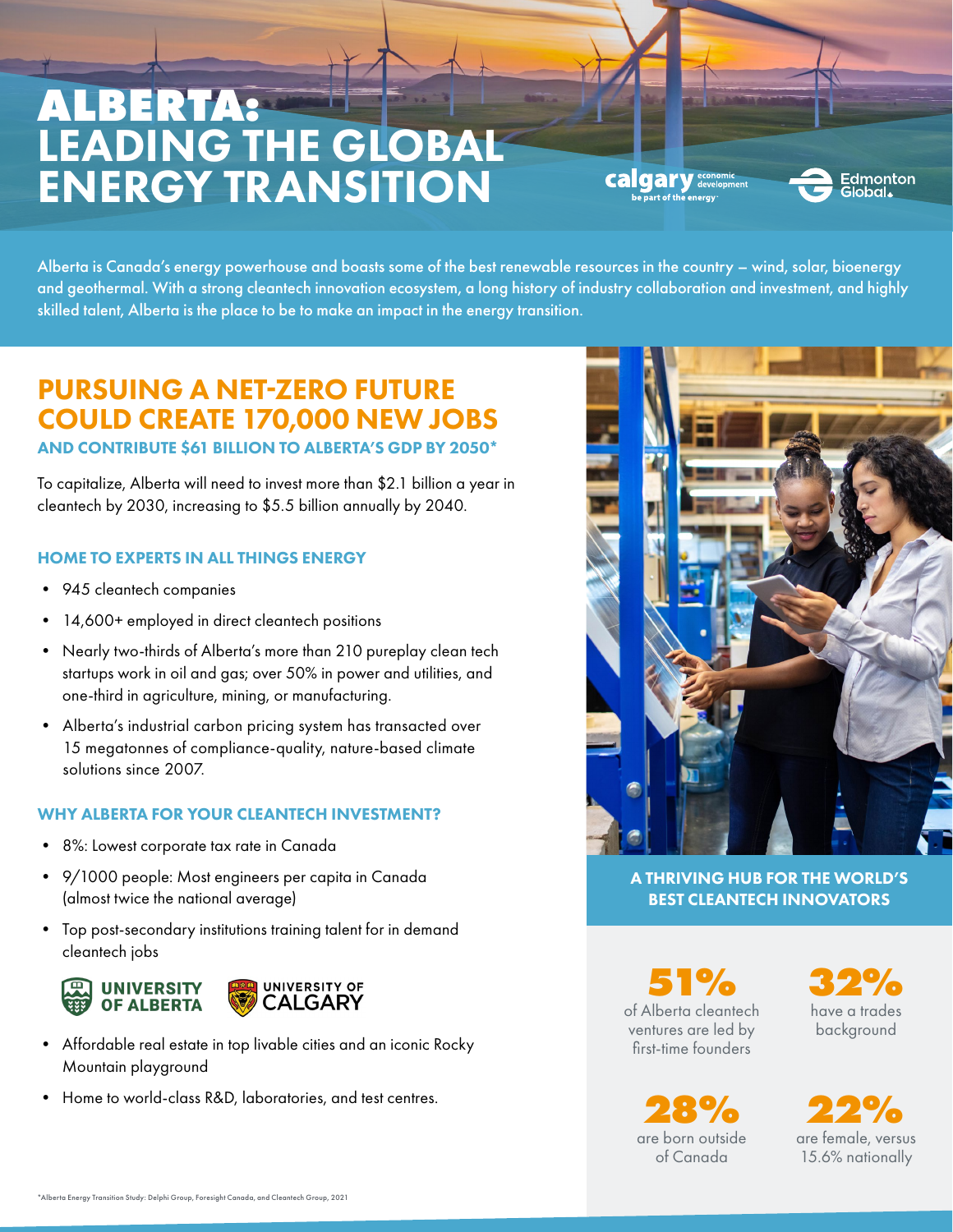# ALBERTA: LEADING THE GLOBAL ENERGY TRANSITION

calgary economic development — be part of the energy

Edmonton Global

Alberta is Canada's energy powerhouse and boasts some of the best renewable resources in the country – wind, solar, bioenergy and geothermal. With a strong cleantech innovation ecosystem, a long history of industry collaboration and investment, and highly skilled talent, Alberta is the place to be to make an impact in the energy transition.

## PURSUING A NET-ZERO FUTURE COULD CREATE 170,000 NEW JOBS

### AND CONTRIBUTE $61 BILLION TO ALBERTA'S GDP BY 2050*

To capitalize, Alberta will need to invest more than $2.1 billion a year in cleantech by 2030, increasing to $5.5 billion annually by 2040.

### HOME TO EXPERTS IN ALL THINGS ENERGY

- 945 cleantech companies
- 14,600+ employed in direct cleantech positions
- Nearly two-thirds of Alberta's more than 210 pureplay clean tech startups work in oil and gas; over 50% in power and utilities, and one-third in agriculture, mining, or manufacturing.
- Alberta's industrial carbon pricing system has transacted over 15 megatonnes of compliance-quality, nature-based climate solutions since 2007.

### WHY ALBERTA FOR YOUR CLEANTECH INVESTMENT?

- 8%: Lowest corporate tax rate in Canada
- 9/1000 people: Most engineers per capita in Canada (almost twice the national average)
- Top post-secondary institutions training talent for in demand cleantech jobs

UNIVERSITY OF ALBERTA | UNIVERSITY OF CALGARY

- Affordable real estate in top livable cities and an iconic Rocky Mountain playground
- Home to world-class R&D, laboratories, and test centres.

### A THRIVING HUB FOR THE WORLD'S BEST CLEANTECH INNOVATORS

**51%** of Alberta cleantech ventures are led by first-time founders

**32%** have a trades background

**28%** are born outside of Canada

**22%** are female, versus 15.6% nationally

*Alberta Energy Transition Study: Delphi Group, Foresight Canada, and Cleantech Group, 2021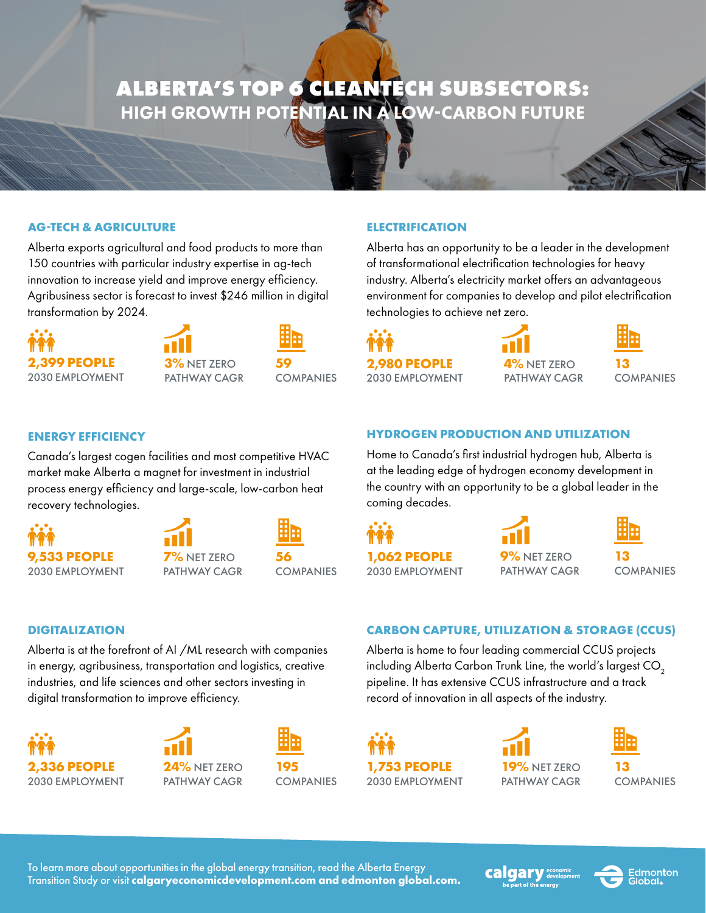# ALBERTA'S TOP 6 CLEANTECH SUBSECTORS:

## HIGH GROWTH POTENTIAL IN A LOW-CARBON FUTURE

### AG-TECH & AGRICULTURE

Alberta exports agricultural and food products to more than 150 countries with particular industry expertise in ag-tech innovation to increase yield and improve energy efficiency. Agribusiness sector is forecast to invest $246 million in digital transformation by 2024.

**2,399 PEOPLE**
2030 EMPLOYMENT

**3%** NET ZERO PATHWAY CAGR

**59**
COMPANIES

### ELECTRIFICATION

Alberta has an opportunity to be a leader in the development of transformational electrification technologies for heavy industry. Alberta's electricity market offers an advantageous environment for companies to develop and pilot electrification technologies to achieve net zero.

**2,980 PEOPLE**
2030 EMPLOYMENT

**4%** NET ZERO PATHWAY CAGR

**13**
COMPANIES

### ENERGY EFFICIENCY

Canada's largest cogen facilities and most competitive HVAC market make Alberta a magnet for investment in industrial process energy efficiency and large-scale, low-carbon heat recovery technologies.

**9,533 PEOPLE**
2030 EMPLOYMENT

**7%** NET ZERO PATHWAY CAGR

**56**
COMPANIES

### HYDROGEN PRODUCTION AND UTILIZATION

Home to Canada's first industrial hydrogen hub, Alberta is at the leading edge of hydrogen economy development in the country with an opportunity to be a global leader in the coming decades.

**1,062 PEOPLE**
2030 EMPLOYMENT

**9%** NET ZERO PATHWAY CAGR

**13**
COMPANIES

### DIGITALIZATION

Alberta is at the forefront of AI /ML research with companies in energy, agribusiness, transportation and logistics, creative industries, and life sciences and other sectors investing in digital transformation to improve efficiency.

**2,336 PEOPLE**
2030 EMPLOYMENT

**24%** NET ZERO PATHWAY CAGR

**195**
COMPANIES

### CARBON CAPTURE, UTILIZATION & STORAGE (CCUS)

Alberta is home to four leading commercial CCUS projects including Alberta Carbon Trunk Line, the world's largest $CO_2$ pipeline. It has extensive CCUS infrastructure and a track record of innovation in all aspects of the industry.

**1,753 PEOPLE**
2030 EMPLOYMENT

**19%** NET ZERO PATHWAY CAGR

**13**
COMPANIES

To learn more about opportunities in the global energy transition, read the Alberta Energy Transition Study or visit **calgaryeconomicdevelopment.com and edmonton global.com.**

calgary economic development — be part of the energy

Edmonton Global